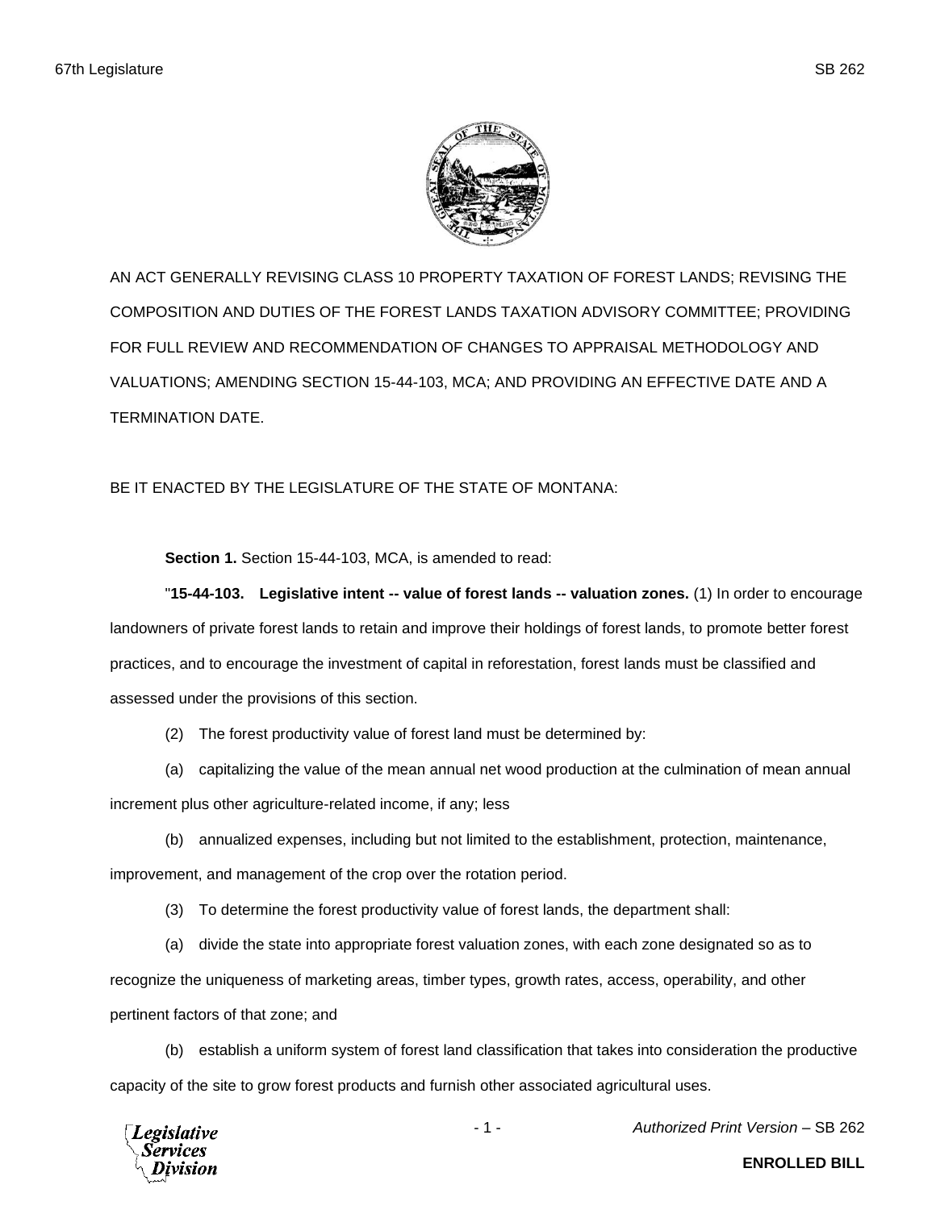AN ACT GENERALLY REVISING CLASS 10 PROPERTY TAXATION OF FOREST LANDS; REVISING THE COMPOSITION AND DUTIES OF THE FOREST LANDS TAXATION ADVISORY COMMITTEE; PROVIDING FOR FULL REVIEW AND RECOMMENDATION OF CHANGES TO APPRAISAL METHODOLOGY AND VALUATIONS; AMENDING SECTION 15-44-103, MCA; AND PROVIDING AN EFFECTIVE DATE AND A TERMINATION DATE.

BE IT ENACTED BY THE LEGISLATURE OF THE STATE OF MONTANA:

**Section 1.** Section 15-44-103, MCA, is amended to read:

"**15-44-103. Legislative intent -- value of forest lands -- valuation zones.** (1) In order to encourage landowners of private forest lands to retain and improve their holdings of forest lands, to promote better forest practices, and to encourage the investment of capital in reforestation, forest lands must be classified and assessed under the provisions of this section.

(2) The forest productivity value of forest land must be determined by:

(a) capitalizing the value of the mean annual net wood production at the culmination of mean annual increment plus other agriculture-related income, if any; less

(b) annualized expenses, including but not limited to the establishment, protection, maintenance, improvement, and management of the crop over the rotation period.

(3) To determine the forest productivity value of forest lands, the department shall:

(a) divide the state into appropriate forest valuation zones, with each zone designated so as to recognize the uniqueness of marketing areas, timber types, growth rates, access, operability, and other pertinent factors of that zone; and

(b) establish a uniform system of forest land classification that takes into consideration the productive capacity of the site to grow forest products and furnish other associated agricultural uses.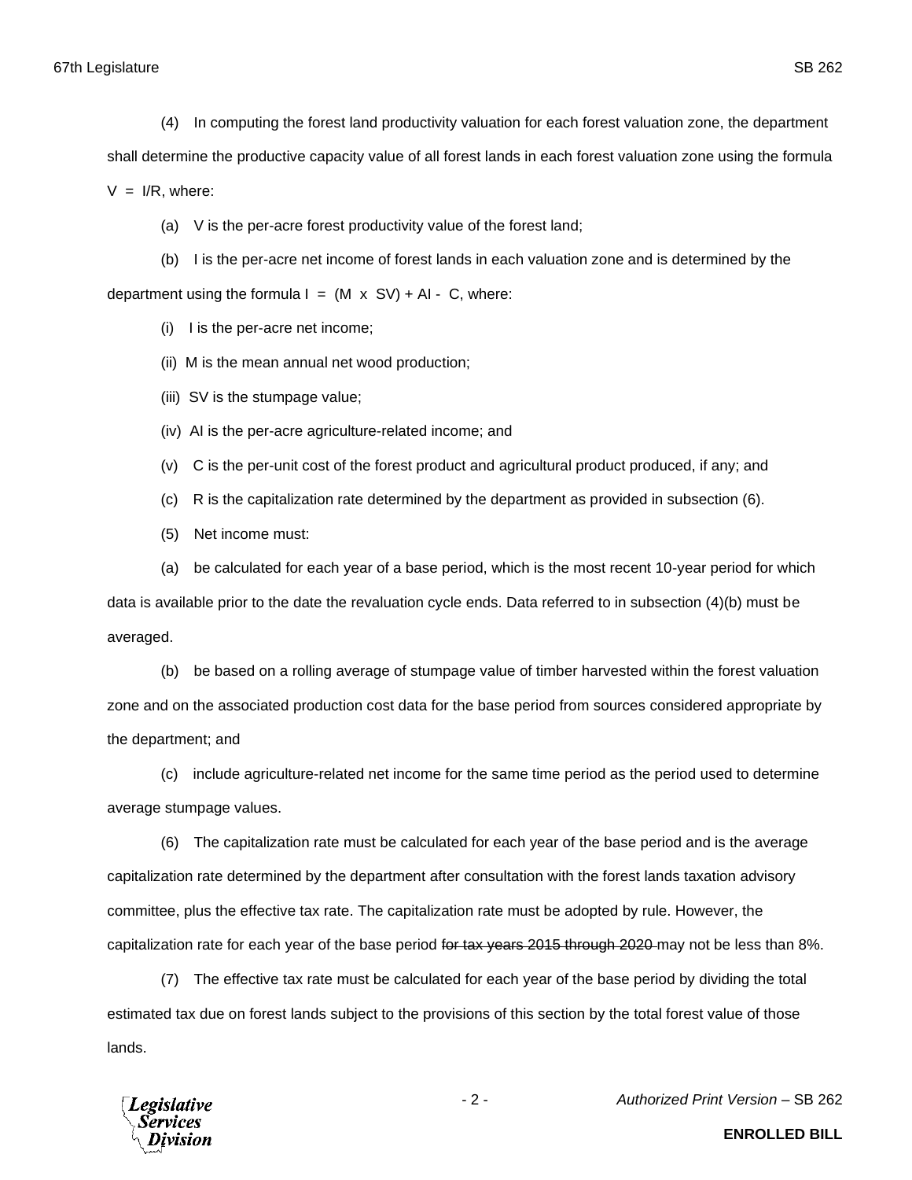(4) In computing the forest land productivity valuation for each forest valuation zone, the department shall determine the productive capacity value of all forest lands in each forest valuation zone using the formula $V = I/R$, where:

(a) V is the per-acre forest productivity value of the forest land;

(b) I is the per-acre net income of forest lands in each valuation zone and is determined by the department using the formula $I = (M \times SV) + AI - C$, where:

(i) I is the per-acre net income;

(ii) M is the mean annual net wood production;

(iii) SV is the stumpage value;

(iv) AI is the per-acre agriculture-related income; and

(v) C is the per-unit cost of the forest product and agricultural product produced, if any; and

(c) R is the capitalization rate determined by the department as provided in subsection (6).

(5) Net income must:

(a) be calculated for each year of a base period, which is the most recent 10-year period for which data is available prior to the date the revaluation cycle ends. Data referred to in subsection (4)(b) must be averaged.

(b) be based on a rolling average of stumpage value of timber harvested within the forest valuation zone and on the associated production cost data for the base period from sources considered appropriate by the department; and

(c) include agriculture-related net income for the same time period as the period used to determine average stumpage values.

(6) The capitalization rate must be calculated for each year of the base period and is the average capitalization rate determined by the department after consultation with the forest lands taxation advisory committee, plus the effective tax rate. The capitalization rate must be adopted by rule. However, the capitalization rate for each year of the base period ~~for tax years 2015 through 2020~~ may not be less than 8%.

(7) The effective tax rate must be calculated for each year of the base period by dividing the total estimated tax due on forest lands subject to the provisions of this section by the total forest value of those lands.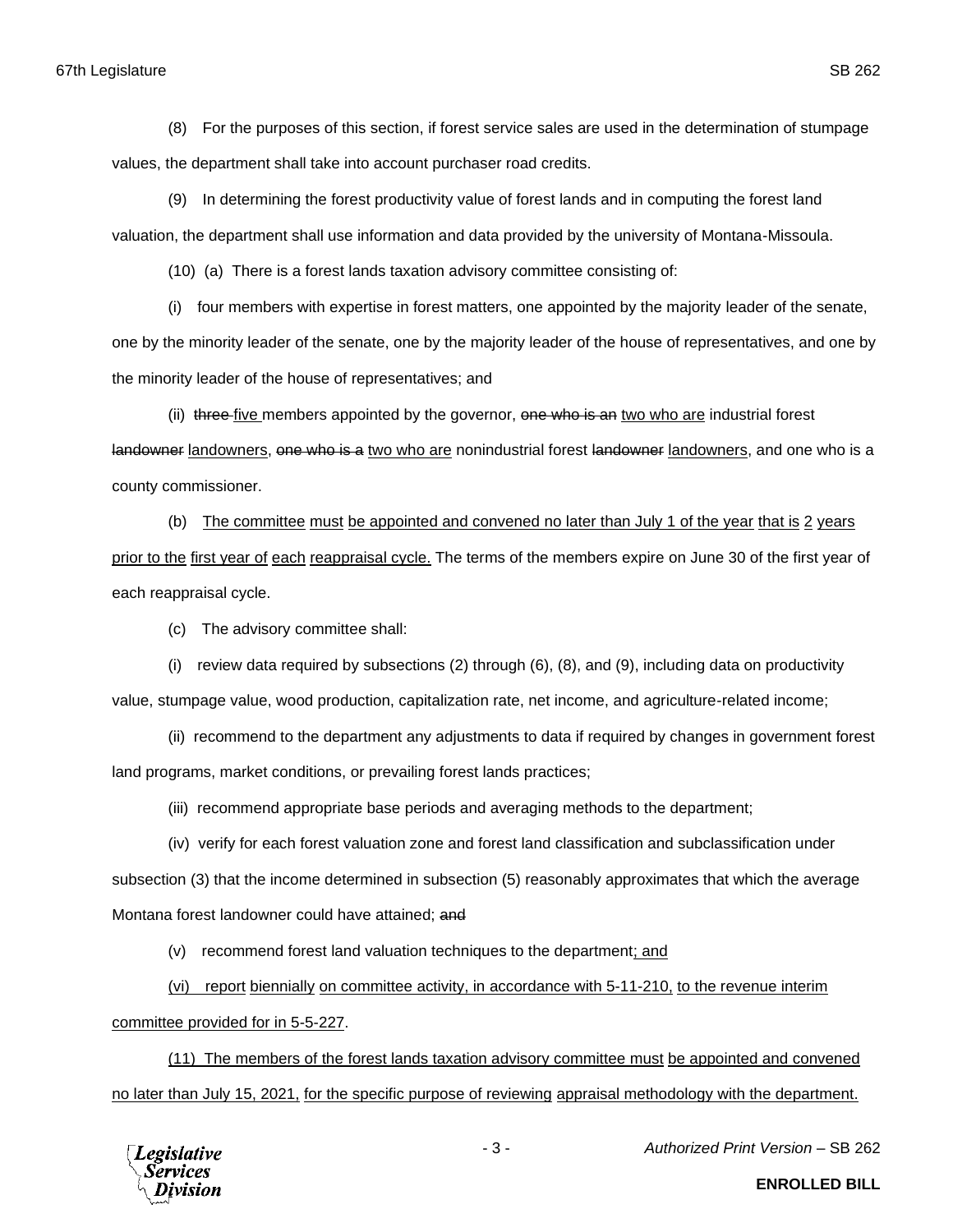(8) For the purposes of this section, if forest service sales are used in the determination of stumpage values, the department shall take into account purchaser road credits.

(9) In determining the forest productivity value of forest lands and in computing the forest land valuation, the department shall use information and data provided by the university of Montana-Missoula.

(10) (a) There is a forest lands taxation advisory committee consisting of:

(i) four members with expertise in forest matters, one appointed by the majority leader of the senate, one by the minority leader of the senate, one by the majority leader of the house of representatives, and one by the minority leader of the house of representatives; and

(ii) ~~three~~ <u>five</u> members appointed by the governor, ~~one who is an~~ <u>two who are</u> industrial forest ~~landowner~~ <u>landowners</u>, ~~one who is a~~ <u>two who are</u> nonindustrial forest ~~landowner~~ <u>landowners</u>, and one who is a county commissioner.

(b) <u>The committee must be appointed and convened no later than July 1 of the year that is 2 years prior to the first year of each reappraisal cycle.</u> The terms of the members expire on June 30 of the first year of each reappraisal cycle.

(c) The advisory committee shall:

(i) review data required by subsections (2) through (6), (8), and (9), including data on productivity value, stumpage value, wood production, capitalization rate, net income, and agriculture-related income;

(ii) recommend to the department any adjustments to data if required by changes in government forest land programs, market conditions, or prevailing forest lands practices;

(iii) recommend appropriate base periods and averaging methods to the department;

(iv) verify for each forest valuation zone and forest land classification and subclassification under subsection (3) that the income determined in subsection (5) reasonably approximates that which the average Montana forest landowner could have attained; ~~and~~

(v) recommend forest land valuation techniques to the department<u>; and</u>

<u>(vi) report biennially on committee activity, in accordance with 5-11-210, to the revenue interim committee provided for in 5-5-227</u>.

<u>(11) The members of the forest lands taxation advisory committee must be appointed and convened no later than July 15, 2021, for the specific purpose of reviewing appraisal methodology with the department.</u>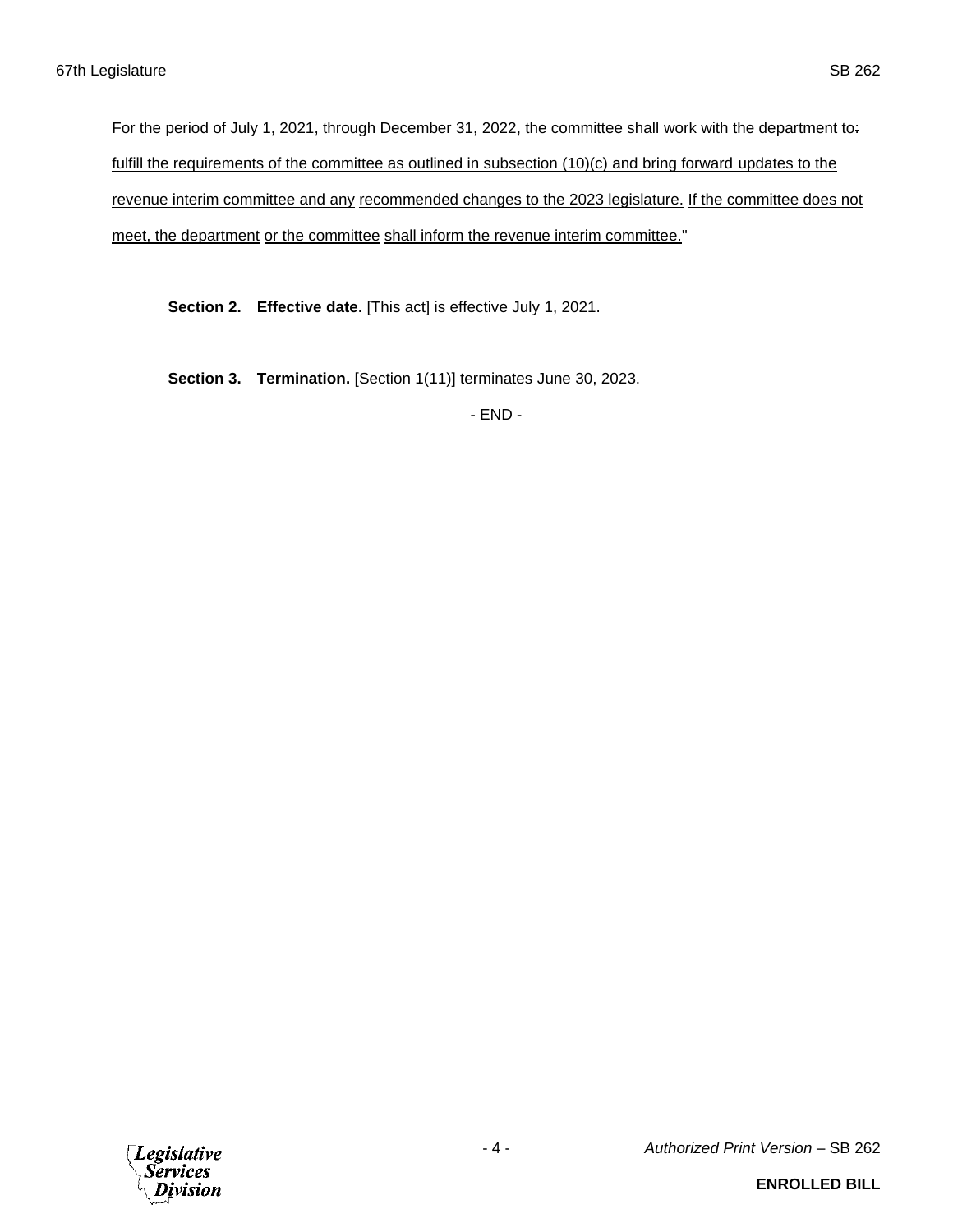For the period of July 1, 2021, through December 31, 2022, the committee shall work with the department to: fulfill the requirements of the committee as outlined in subsection (10)(c) and bring forward updates to the revenue interim committee and any recommended changes to the 2023 legislature. If the committee does not meet, the department or the committee shall inform the revenue interim committee."

**Section 2. Effective date.** [This act] is effective July 1, 2021.

**Section 3. Termination.** [Section 1(11)] terminates June 30, 2023.

- END -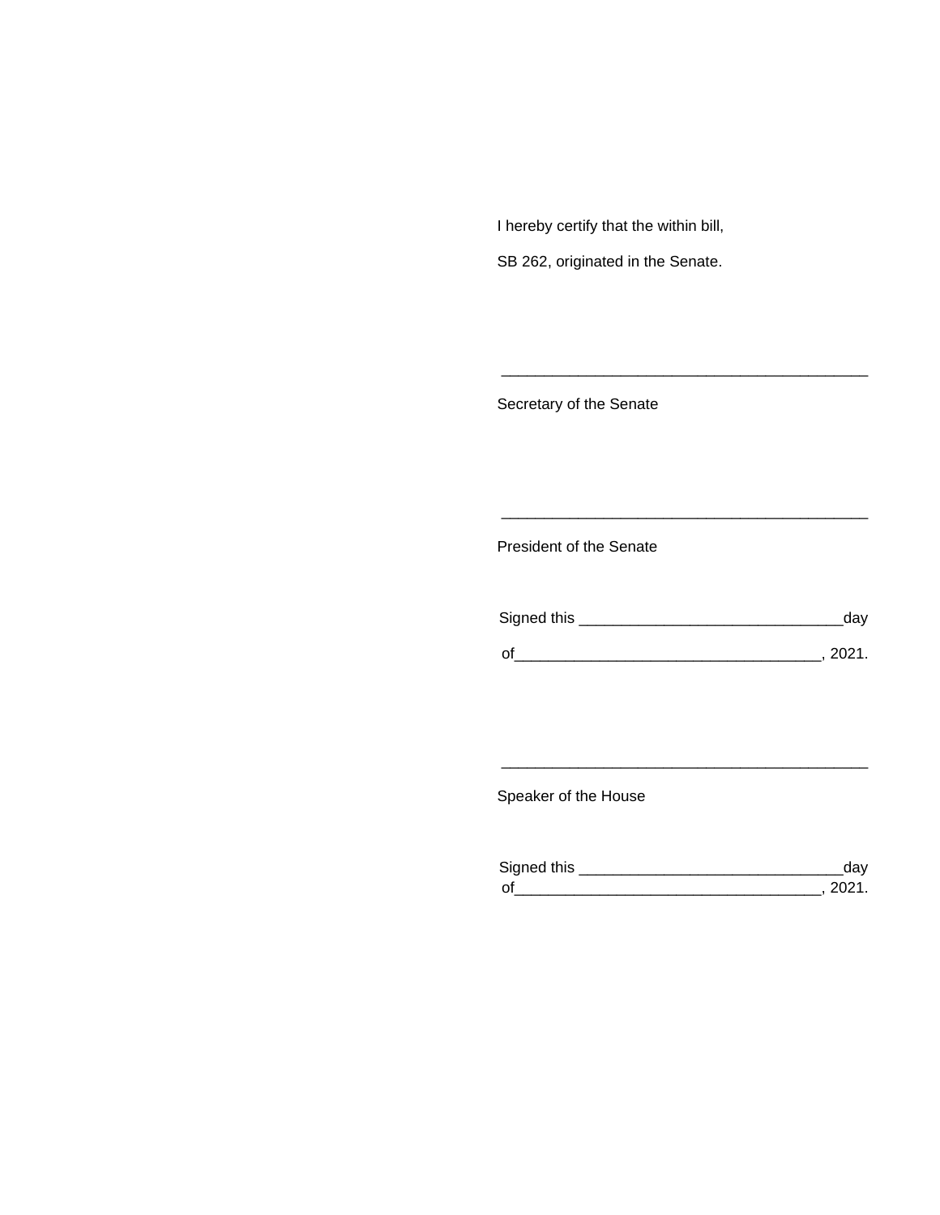I hereby certify that the within bill,

SB 262, originated in the Senate.

\_\_\_\_\_\_\_\_\_\_\_\_\_\_\_\_\_\_\_\_\_\_\_\_\_\_\_\_\_\_\_\_\_\_\_\_\_\_\_\_\_\_\_\_

Secretary of the Senate

\_\_\_\_\_\_\_\_\_\_\_\_\_\_\_\_\_\_\_\_\_\_\_\_\_\_\_\_\_\_\_\_\_\_\_\_\_\_\_\_\_\_\_\_

President of the Senate

Signed this \_\_\_\_\_\_\_\_\_\_\_\_\_\_\_\_\_\_\_\_\_\_\_\_\_\_\_\_\_\_\_day

of\_\_\_\_\_\_\_\_\_\_\_\_\_\_\_\_\_\_\_\_\_\_\_\_\_\_\_\_\_\_\_\_\_\_\_\_, 2021.

\_\_\_\_\_\_\_\_\_\_\_\_\_\_\_\_\_\_\_\_\_\_\_\_\_\_\_\_\_\_\_\_\_\_\_\_\_\_\_\_\_\_\_\_

Speaker of the House

Signed this \_\_\_\_\_\_\_\_\_\_\_\_\_\_\_\_\_\_\_\_\_\_\_\_\_\_\_\_\_\_\_day

of\_\_\_\_\_\_\_\_\_\_\_\_\_\_\_\_\_\_\_\_\_\_\_\_\_\_\_\_\_\_\_\_\_\_\_\_, 2021.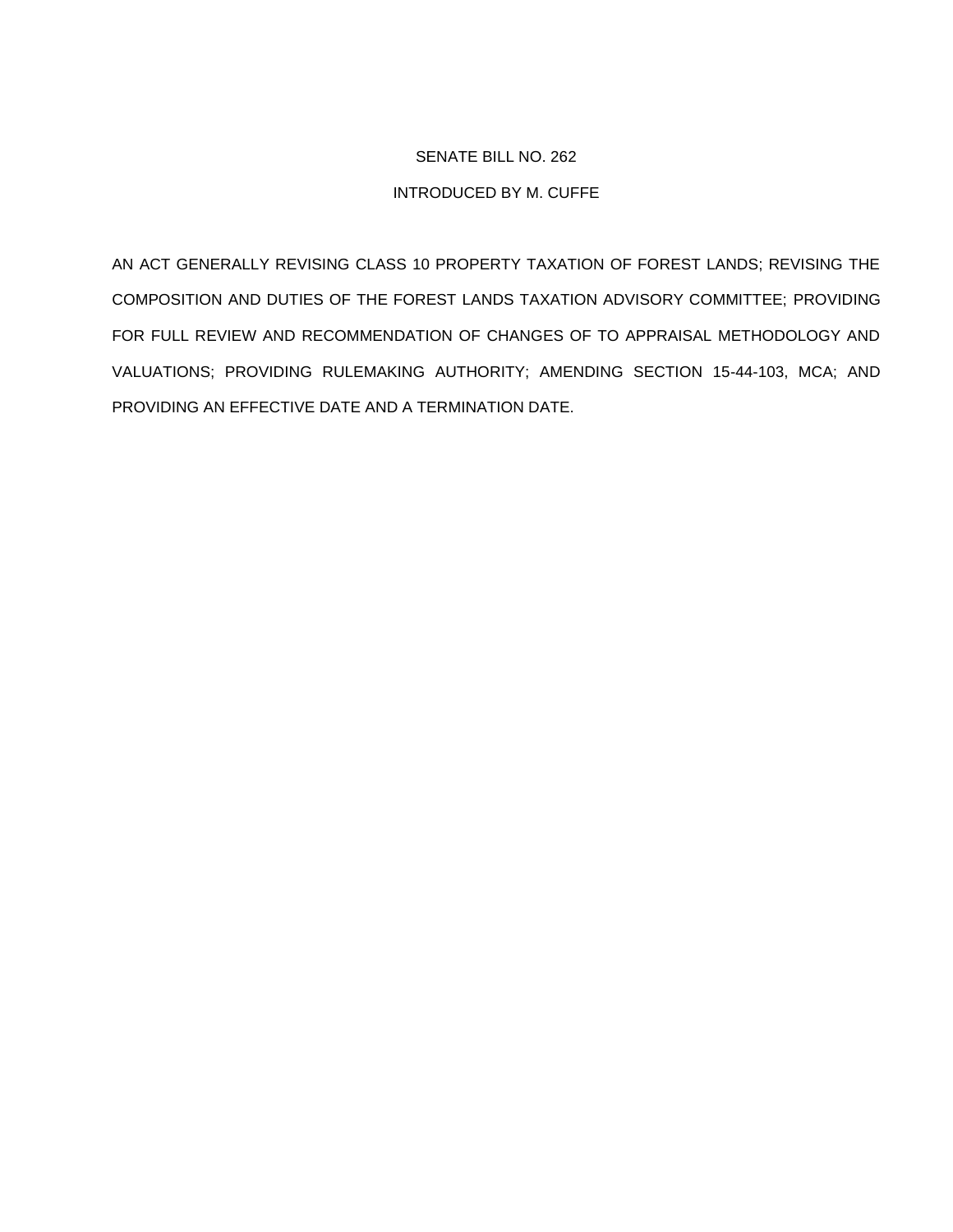SENATE BILL NO. 262

INTRODUCED BY M. CUFFE

AN ACT GENERALLY REVISING CLASS 10 PROPERTY TAXATION OF FOREST LANDS; REVISING THE COMPOSITION AND DUTIES OF THE FOREST LANDS TAXATION ADVISORY COMMITTEE; PROVIDING FOR FULL REVIEW AND RECOMMENDATION OF CHANGES OF TO APPRAISAL METHODOLOGY AND VALUATIONS; PROVIDING RULEMAKING AUTHORITY; AMENDING SECTION 15-44-103, MCA; AND PROVIDING AN EFFECTIVE DATE AND A TERMINATION DATE.